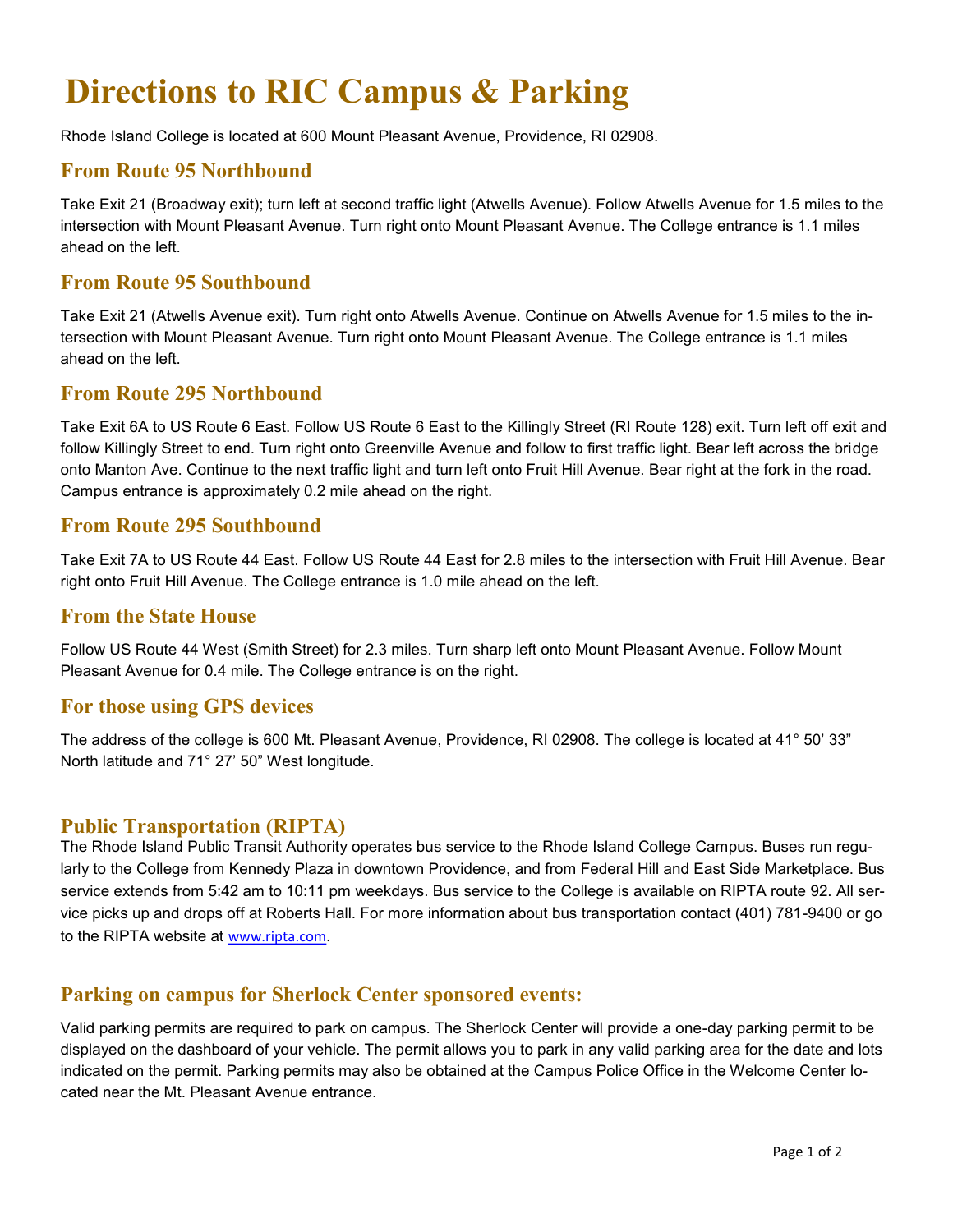# Directions to RIC Campus & Parking

Rhode Island College is located at 600 Mount Pleasant Avenue, Providence, RI 02908.

## From Route 95 Northbound

Take Exit 21 (Broadway exit); turn left at second traffic light (Atwells Avenue). Follow Atwells Avenue for 1.5 miles to the intersection with Mount Pleasant Avenue. Turn right onto Mount Pleasant Avenue. The College entrance is 1.1 miles ahead on the left.

## From Route 95 Southbound

Take Exit 21 (Atwells Avenue exit). Turn right onto Atwells Avenue. Continue on Atwells Avenue for 1.5 miles to the intersection with Mount Pleasant Avenue. Turn right onto Mount Pleasant Avenue. The College entrance is 1.1 miles ahead on the left.

## From Route 295 Northbound

Take Exit 6A to US Route 6 East. Follow US Route 6 East to the Killingly Street (RI Route 128) exit. Turn left off exit and follow Killingly Street to end. Turn right onto Greenville Avenue and follow to first traffic light. Bear left across the bridge onto Manton Ave. Continue to the next traffic light and turn left onto Fruit Hill Avenue. Bear right at the fork in the road. Campus entrance is approximately 0.2 mile ahead on the right.

## From Route 295 Southbound

Take Exit 7A to US Route 44 East. Follow US Route 44 East for 2.8 miles to the intersection with Fruit Hill Avenue. Bear right onto Fruit Hill Avenue. The College entrance is 1.0 mile ahead on the left.

## From the State House

Follow US Route 44 West (Smith Street) for 2.3 miles. Turn sharp left onto Mount Pleasant Avenue. Follow Mount Pleasant Avenue for 0.4 mile. The College entrance is on the right.

## For those using GPS devices

The address of the college is 600 Mt. Pleasant Avenue, Providence, RI 02908. The college is located at 41° 50' 33" North latitude and 71° 27' 50" West longitude.

## Public Transportation (RIPTA)

The Rhode Island Public Transit Authority operates bus service to the Rhode Island College Campus. Buses run regularly to the College from Kennedy Plaza in downtown Providence, and from Federal Hill and East Side Marketplace. Bus service extends from 5:42 am to 10:11 pm weekdays. Bus service to the College is available on RIPTA route 92. All service picks up and drops off at Roberts Hall. For more information about bus transportation contact (401) 781-9400 or go to the RIPTA website at www.ripta.com.

## Parking on campus for Sherlock Center sponsored events:

Valid parking permits are required to park on campus. The Sherlock Center will provide a one-day parking permit to be displayed on the dashboard of your vehicle. The permit allows you to park in any valid parking area for the date and lots indicated on the permit. Parking permits may also be obtained at the Campus Police Office in the Welcome Center located near the Mt. Pleasant Avenue entrance.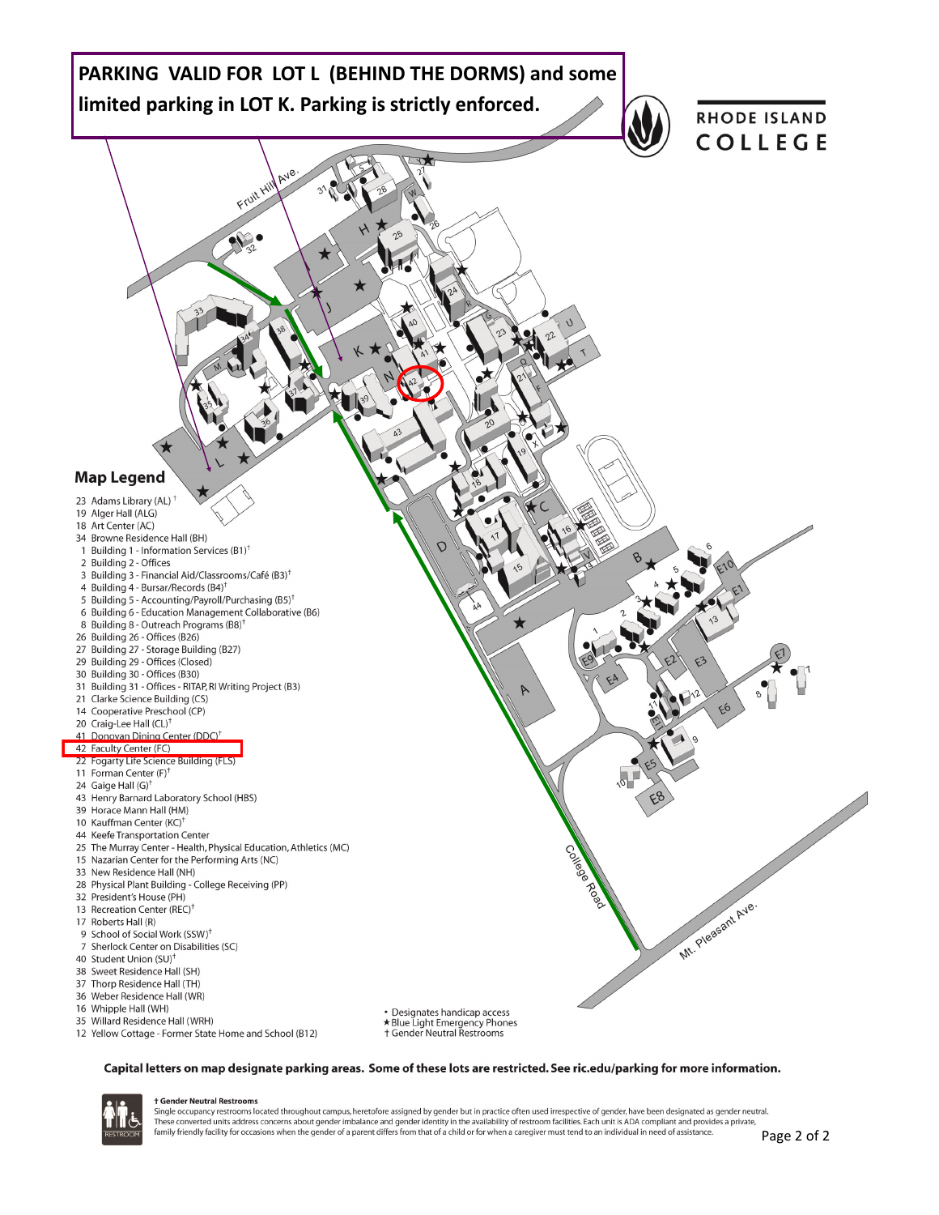**PARKING VALID FOR LOT L (BEHIND THE DORMS) and some limited parking in LOT K. Parking is strictly enforced.**

RHODE ISLAND COLLEGE

Fruit Hill Ave.

College Road

Mt. Pleasant Ave.

## Map Legend

- 23 Adams Library (AL) †
- 19 Alger Hall (ALG)
- 18 Art Center (AC)
- 34 Browne Residence Hall (BH)
- 1 Building 1 - Information Services (B1)†
- 2 Building 2 - Offices
- 3 Building 3 - Financial Aid/Classrooms/Café (B3)†
- 4 Building 4 - Bursar/Records (B4)†
- 5 Building 5 - Accounting/Payroll/Purchasing (B5)†
- 6 Building 6 - Education Management Collaborative (B6)
- 8 Building 8 - Outreach Programs (B8)†
- 26 Building 26 - Offices (B26)
- 27 Building 27 - Storage Building (B27)
- 29 Building 29 - Offices (Closed)
- 30 Building 30 - Offices (B30)
- 31 Building 31 - Offices - RITAP, RI Writing Project (B3)
- 21 Clarke Science Building (CS)
- 14 Cooperative Preschool (CP)
- 20 Craig-Lee Hall (CL)†
- 41 Donovan Dining Center (DDC)†
- 42 Faculty Center (FC)
- 22 Fogarty Life Science Building (FLS)
- 11 Forman Center (F)†
- 24 Gaige Hall (G)†
- 43 Henry Barnard Laboratory School (HBS)
- 39 Horace Mann Hall (HM)
- 10 Kauffman Center (KC)†
- 44 Keefe Transportation Center
- 25 The Murray Center - Health, Physical Education, Athletics (MC)
- 15 Nazarian Center for the Performing Arts (NC)
- 33 New Residence Hall (NH)
- 28 Physical Plant Building - College Receiving (PP)
- 32 President's House (PH)
- 13 Recreation Center (REC)†
- 17 Roberts Hall (R)
- 9 School of Social Work (SSW)†
- 7 Sherlock Center on Disabilities (SC)
- 40 Student Union (SU)†
- 38 Sweet Residence Hall (SH)
- 37 Thorp Residence Hall (TH)
- 36 Weber Residence Hall (WR)
- 16 Whipple Hall (WH)
- 35 Willard Residence Hall (WRH)
- 12 Yellow Cottage - Former State Home and School (B12)

• Designates handicap access
★ Blue Light Emergency Phones
† Gender Neutral Restrooms

**Capital letters on map designate parking areas. Some of these lots are restricted. See ric.edu/parking for more information.**

RESTROOM

**† Gender Neutral Restrooms**
Single occupancy restrooms located throughout campus, heretofore assigned by gender but in practice often used irrespective of gender, have been designated as gender neutral. These converted units address concerns about gender imbalance and gender identity in the availability of restroom facilities. Each unit is ADA compliant and provides a private, family friendly facility for occasions when the gender of a parent differs from that of a child or for when a caregiver must tend to an individual in need of assistance.